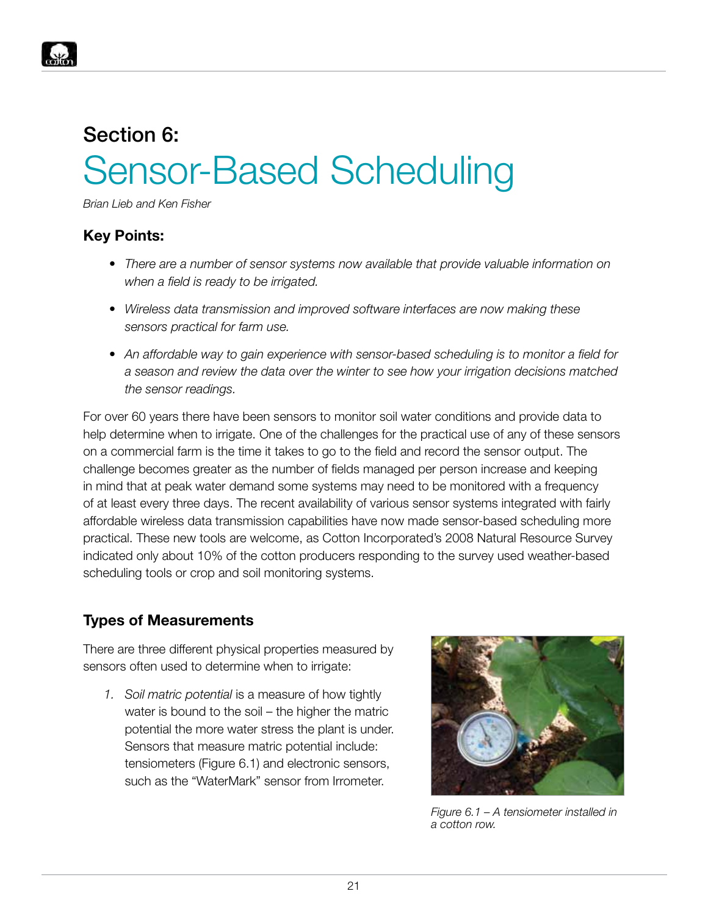## Section 6:

# Sensor-Based Scheduling

*Brian Lieb and Ken Fisher*

### Key Points:

- *There are a number of sensor systems now available that provide valuable information on when a field is ready to be irrigated.*
- *Wireless data transmission and improved software interfaces are now making these sensors practical for farm use.*
- *An affordable way to gain experience with sensor-based scheduling is to monitor a field for a season and review the data over the winter to see how your irrigation decisions matched the sensor readings.*

For over 60 years there have been sensors to monitor soil water conditions and provide data to help determine when to irrigate. One of the challenges for the practical use of any of these sensors on a commercial farm is the time it takes to go to the field and record the sensor output. The challenge becomes greater as the number of fields managed per person increase and keeping in mind that at peak water demand some systems may need to be monitored with a frequency of at least every three days. The recent availability of various sensor systems integrated with fairly affordable wireless data transmission capabilities have now made sensor-based scheduling more practical. These new tools are welcome, as Cotton Incorporated's 2008 Natural Resource Survey indicated only about 10% of the cotton producers responding to the survey used weather-based scheduling tools or crop and soil monitoring systems.

### Types of Measurements

There are three different physical properties measured by sensors often used to determine when to irrigate:

1. *Soil matric potential* is a measure of how tightly water is bound to the soil – the higher the matric potential the more water stress the plant is under. Sensors that measure matric potential include: tensiometers (Figure 6.1) and electronic sensors, such as the "WaterMark" sensor from Irrometer.

*Figure 6.1 – A tensiometer installed in a cotton row.*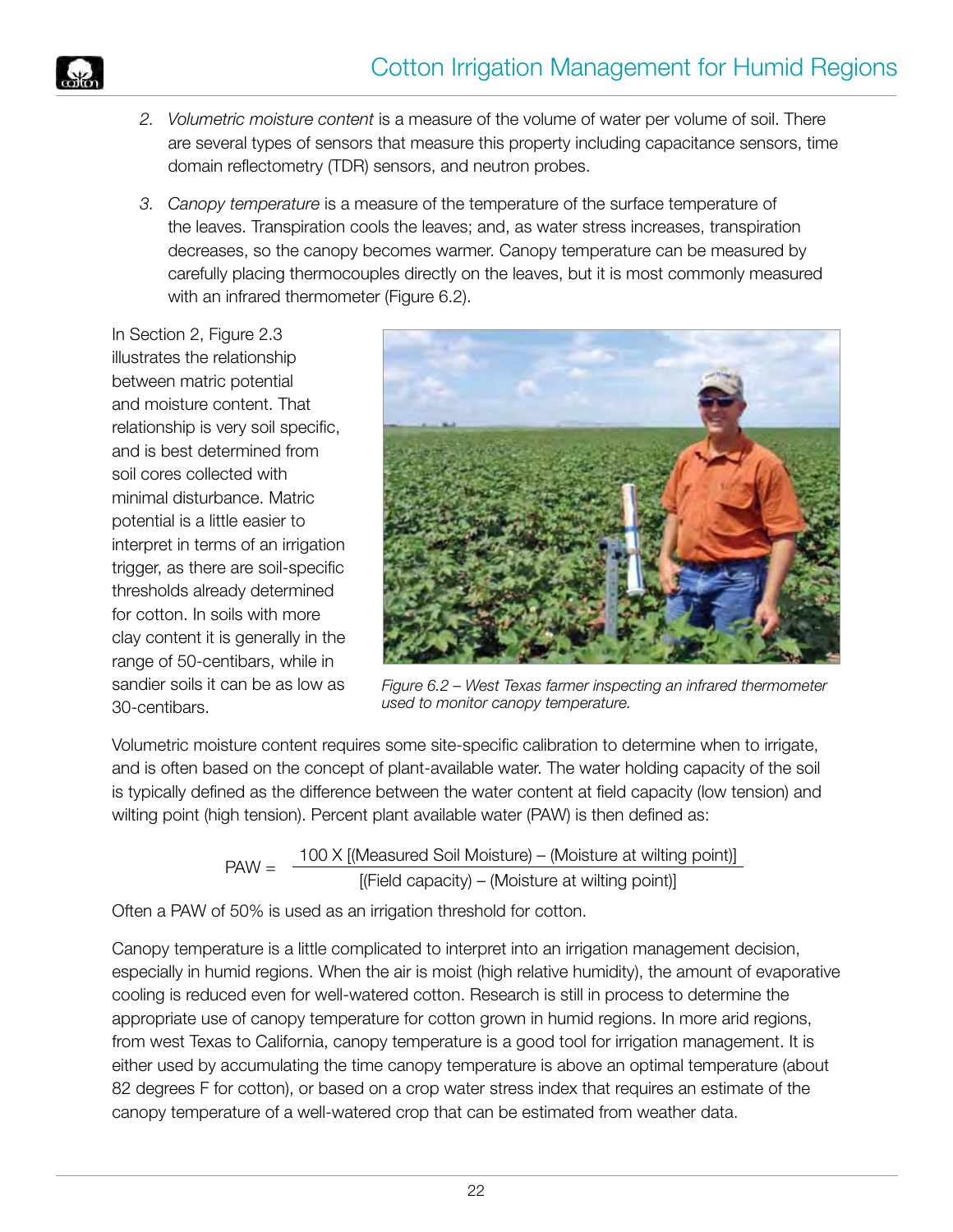2. *Volumetric moisture content* is a measure of the volume of water per volume of soil. There are several types of sensors that measure this property including capacitance sensors, time domain reflectometry (TDR) sensors, and neutron probes.

3. *Canopy temperature* is a measure of the temperature of the surface temperature of the leaves. Transpiration cools the leaves; and, as water stress increases, transpiration decreases, so the canopy becomes warmer. Canopy temperature can be measured by carefully placing thermocouples directly on the leaves, but it is most commonly measured with an infrared thermometer (Figure 6.2).

In Section 2, Figure 2.3 illustrates the relationship between matric potential and moisture content. That relationship is very soil specific, and is best determined from soil cores collected with minimal disturbance. Matric potential is a little easier to interpret in terms of an irrigation trigger, as there are soil-specific thresholds already determined for cotton. In soils with more clay content it is generally in the range of 50-centibars, while in sandier soils it can be as low as 30-centibars.

*Figure 6.2 – West Texas farmer inspecting an infrared thermometer used to monitor canopy temperature.*

Volumetric moisture content requires some site-specific calibration to determine when to irrigate, and is often based on the concept of plant-available water. The water holding capacity of the soil is typically defined as the difference between the water content at field capacity (low tension) and wilting point (high tension). Percent plant available water (PAW) is then defined as:

$$\text{PAW} = \frac{100 \text{ X } [(\text{Measured Soil Moisture}) - (\text{Moisture at wilting point})]}{[(\text{Field capacity}) - (\text{Moisture at wilting point})]}$$

Often a PAW of 50% is used as an irrigation threshold for cotton.

Canopy temperature is a little complicated to interpret into an irrigation management decision, especially in humid regions. When the air is moist (high relative humidity), the amount of evaporative cooling is reduced even for well-watered cotton. Research is still in process to determine the appropriate use of canopy temperature for cotton grown in humid regions. In more arid regions, from west Texas to California, canopy temperature is a good tool for irrigation management. It is either used by accumulating the time canopy temperature is above an optimal temperature (about 82 degrees F for cotton), or based on a crop water stress index that requires an estimate of the canopy temperature of a well-watered crop that can be estimated from weather data.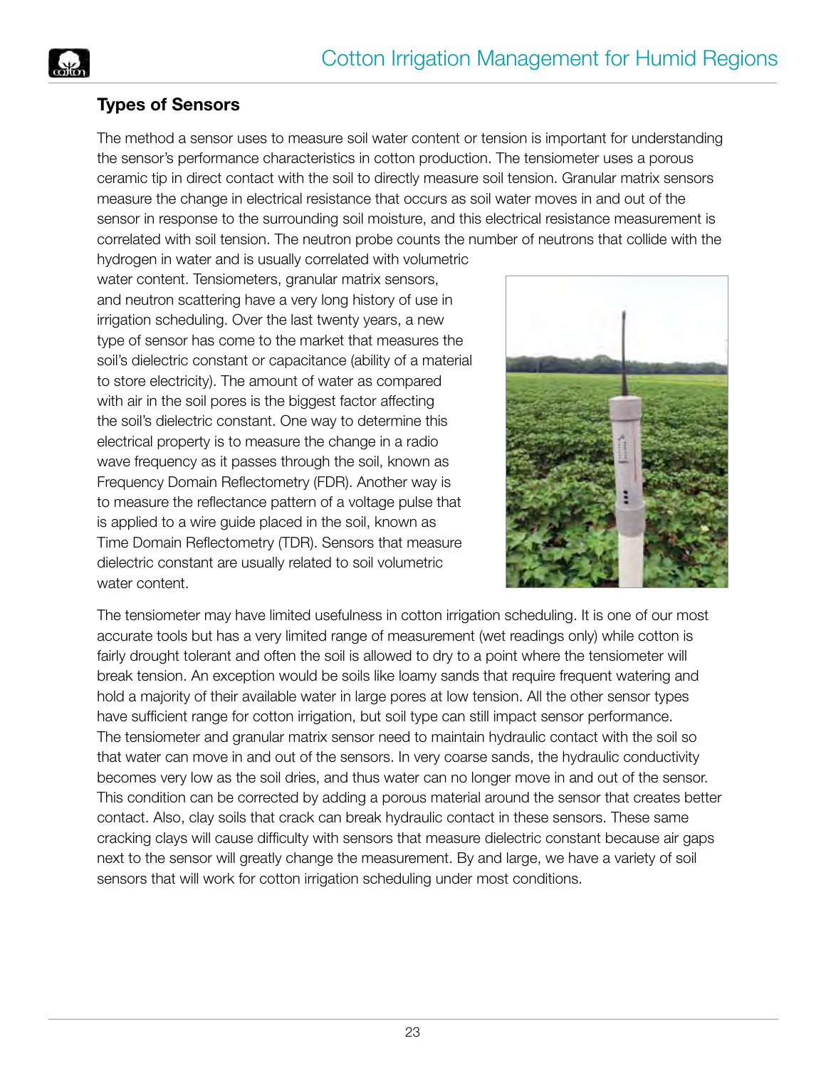## Types of Sensors

The method a sensor uses to measure soil water content or tension is important for understanding the sensor's performance characteristics in cotton production. The tensiometer uses a porous ceramic tip in direct contact with the soil to directly measure soil tension. Granular matrix sensors measure the change in electrical resistance that occurs as soil water moves in and out of the sensor in response to the surrounding soil moisture, and this electrical resistance measurement is correlated with soil tension. The neutron probe counts the number of neutrons that collide with the hydrogen in water and is usually correlated with volumetric water content. Tensiometers, granular matrix sensors, and neutron scattering have a very long history of use in irrigation scheduling. Over the last twenty years, a new type of sensor has come to the market that measures the soil's dielectric constant or capacitance (ability of a material to store electricity). The amount of water as compared with air in the soil pores is the biggest factor affecting the soil's dielectric constant. One way to determine this electrical property is to measure the change in a radio wave frequency as it passes through the soil, known as Frequency Domain Reflectometry (FDR). Another way is to measure the reflectance pattern of a voltage pulse that is applied to a wire guide placed in the soil, known as Time Domain Reflectometry (TDR). Sensors that measure dielectric constant are usually related to soil volumetric water content.

The tensiometer may have limited usefulness in cotton irrigation scheduling. It is one of our most accurate tools but has a very limited range of measurement (wet readings only) while cotton is fairly drought tolerant and often the soil is allowed to dry to a point where the tensiometer will break tension. An exception would be soils like loamy sands that require frequent watering and hold a majority of their available water in large pores at low tension. All the other sensor types have sufficient range for cotton irrigation, but soil type can still impact sensor performance. The tensiometer and granular matrix sensor need to maintain hydraulic contact with the soil so that water can move in and out of the sensors. In very coarse sands, the hydraulic conductivity becomes very low as the soil dries, and thus water can no longer move in and out of the sensor. This condition can be corrected by adding a porous material around the sensor that creates better contact. Also, clay soils that crack can break hydraulic contact in these sensors. These same cracking clays will cause difficulty with sensors that measure dielectric constant because air gaps next to the sensor will greatly change the measurement. By and large, we have a variety of soil sensors that will work for cotton irrigation scheduling under most conditions.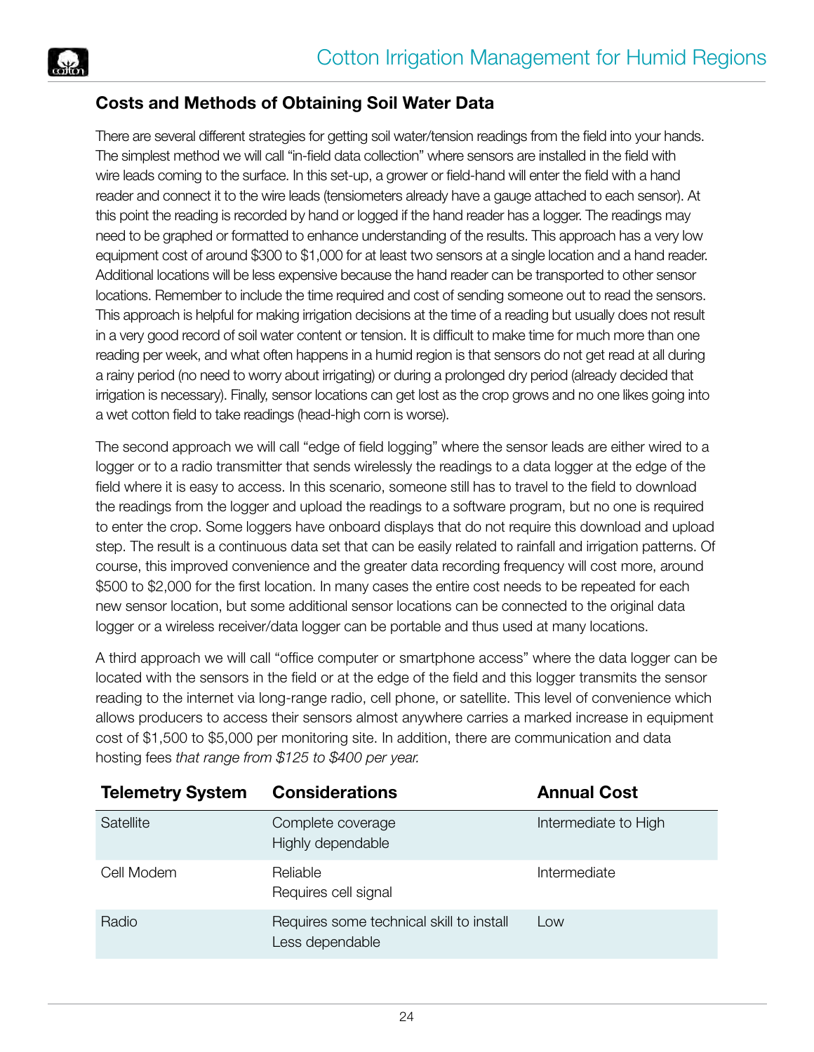## Costs and Methods of Obtaining Soil Water Data

There are several different strategies for getting soil water/tension readings from the field into your hands. The simplest method we will call "in-field data collection" where sensors are installed in the field with wire leads coming to the surface. In this set-up, a grower or field-hand will enter the field with a hand reader and connect it to the wire leads (tensiometers already have a gauge attached to each sensor). At this point the reading is recorded by hand or logged if the hand reader has a logger. The readings may need to be graphed or formatted to enhance understanding of the results. This approach has a very low equipment cost of around $300 to $1,000 for at least two sensors at a single location and a hand reader. Additional locations will be less expensive because the hand reader can be transported to other sensor locations. Remember to include the time required and cost of sending someone out to read the sensors. This approach is helpful for making irrigation decisions at the time of a reading but usually does not result in a very good record of soil water content or tension. It is difficult to make time for much more than one reading per week, and what often happens in a humid region is that sensors do not get read at all during a rainy period (no need to worry about irrigating) or during a prolonged dry period (already decided that irrigation is necessary). Finally, sensor locations can get lost as the crop grows and no one likes going into a wet cotton field to take readings (head-high corn is worse).

The second approach we will call "edge of field logging" where the sensor leads are either wired to a logger or to a radio transmitter that sends wirelessly the readings to a data logger at the edge of the field where it is easy to access. In this scenario, someone still has to travel to the field to download the readings from the logger and upload the readings to a software program, but no one is required to enter the crop. Some loggers have onboard displays that do not require this download and upload step. The result is a continuous data set that can be easily related to rainfall and irrigation patterns. Of course, this improved convenience and the greater data recording frequency will cost more, around $500 to $2,000 for the first location. In many cases the entire cost needs to be repeated for each new sensor location, but some additional sensor locations can be connected to the original data logger or a wireless receiver/data logger can be portable and thus used at many locations.

A third approach we will call "office computer or smartphone access" where the data logger can be located with the sensors in the field or at the edge of the field and this logger transmits the sensor reading to the internet via long-range radio, cell phone, or satellite. This level of convenience which allows producers to access their sensors almost anywhere carries a marked increase in equipment cost of $1,500 to $5,000 per monitoring site. In addition, there are communication and data hosting fees *that range from $125 to $400 per year.*

| Telemetry System | Considerations | Annual Cost |
|---|---|---|
| Satellite | Complete coverage<br>Highly dependable | Intermediate to High |
| Cell Modem | Reliable<br>Requires cell signal | Intermediate |
| Radio | Requires some technical skill to install<br>Less dependable | Low |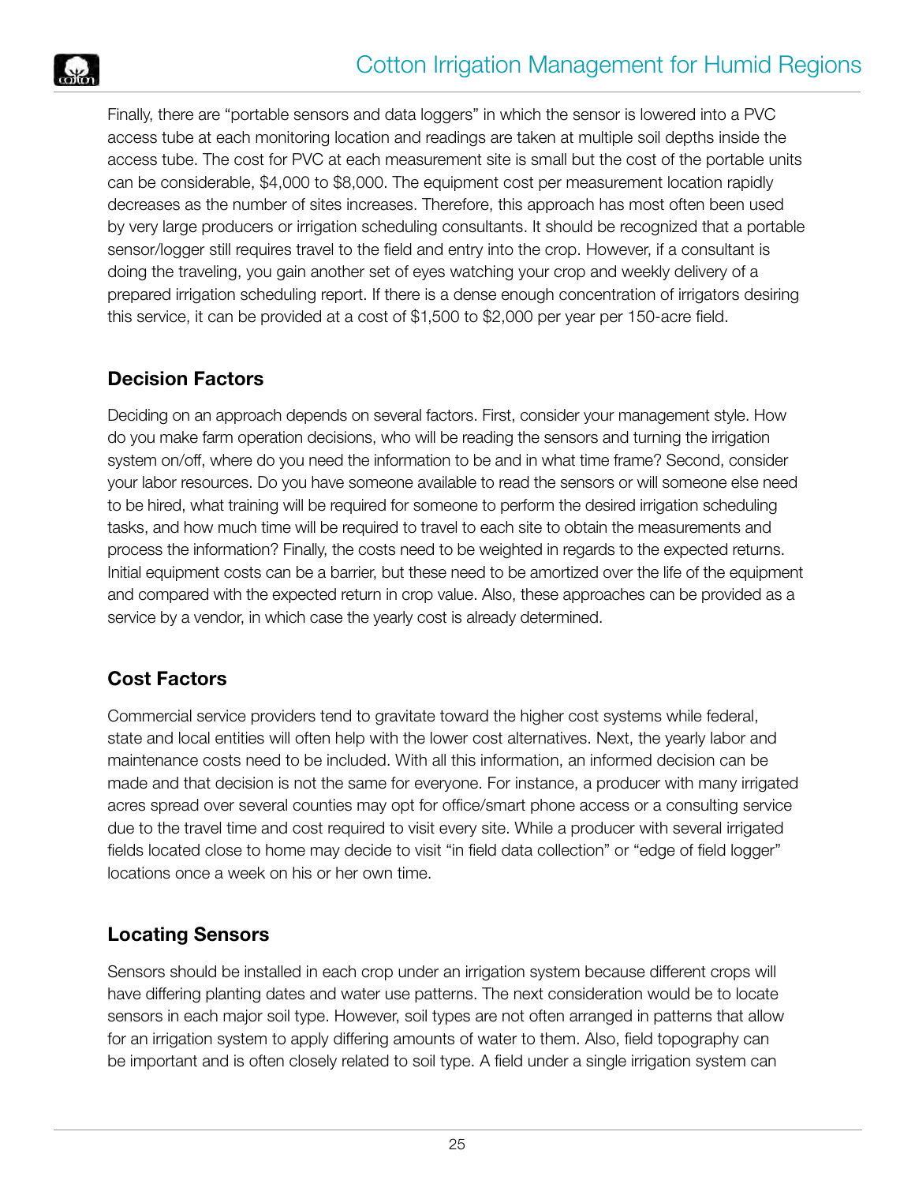Finally, there are "portable sensors and data loggers" in which the sensor is lowered into a PVC access tube at each monitoring location and readings are taken at multiple soil depths inside the access tube. The cost for PVC at each measurement site is small but the cost of the portable units can be considerable, $4,000 to $8,000. The equipment cost per measurement location rapidly decreases as the number of sites increases. Therefore, this approach has most often been used by very large producers or irrigation scheduling consultants. It should be recognized that a portable sensor/logger still requires travel to the field and entry into the crop. However, if a consultant is doing the traveling, you gain another set of eyes watching your crop and weekly delivery of a prepared irrigation scheduling report. If there is a dense enough concentration of irrigators desiring this service, it can be provided at a cost of $1,500 to $2,000 per year per 150-acre field.

### Decision Factors

Deciding on an approach depends on several factors. First, consider your management style. How do you make farm operation decisions, who will be reading the sensors and turning the irrigation system on/off, where do you need the information to be and in what time frame? Second, consider your labor resources. Do you have someone available to read the sensors or will someone else need to be hired, what training will be required for someone to perform the desired irrigation scheduling tasks, and how much time will be required to travel to each site to obtain the measurements and process the information? Finally, the costs need to be weighted in regards to the expected returns. Initial equipment costs can be a barrier, but these need to be amortized over the life of the equipment and compared with the expected return in crop value. Also, these approaches can be provided as a service by a vendor, in which case the yearly cost is already determined.

### Cost Factors

Commercial service providers tend to gravitate toward the higher cost systems while federal, state and local entities will often help with the lower cost alternatives. Next, the yearly labor and maintenance costs need to be included. With all this information, an informed decision can be made and that decision is not the same for everyone. For instance, a producer with many irrigated acres spread over several counties may opt for office/smart phone access or a consulting service due to the travel time and cost required to visit every site. While a producer with several irrigated fields located close to home may decide to visit "in field data collection" or "edge of field logger" locations once a week on his or her own time.

### Locating Sensors

Sensors should be installed in each crop under an irrigation system because different crops will have differing planting dates and water use patterns. The next consideration would be to locate sensors in each major soil type. However, soil types are not often arranged in patterns that allow for an irrigation system to apply differing amounts of water to them. Also, field topography can be important and is often closely related to soil type. A field under a single irrigation system can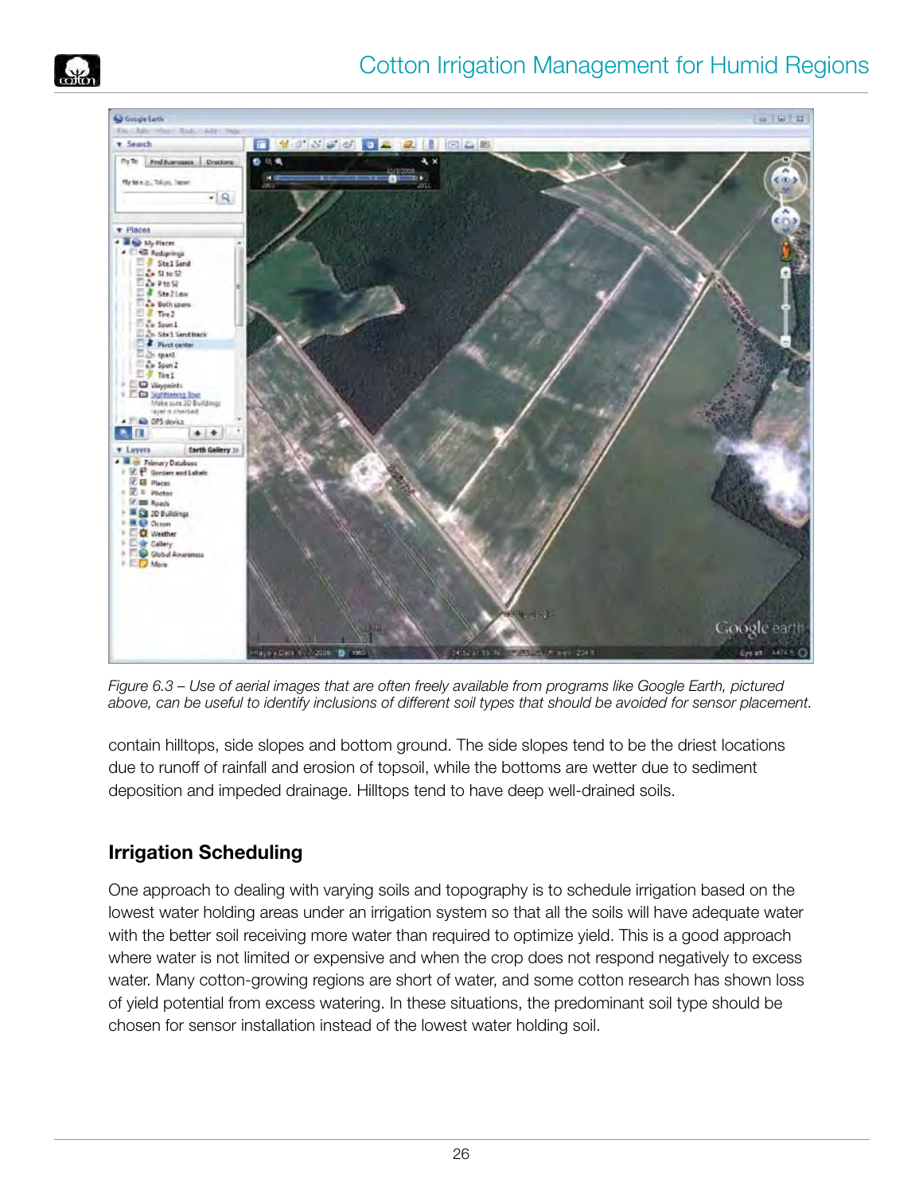*Figure 6.3 – Use of aerial images that are often freely available from programs like Google Earth, pictured above, can be useful to identify inclusions of different soil types that should be avoided for sensor placement.*

contain hilltops, side slopes and bottom ground. The side slopes tend to be the driest locations due to runoff of rainfall and erosion of topsoil, while the bottoms are wetter due to sediment deposition and impeded drainage. Hilltops tend to have deep well-drained soils.

## Irrigation Scheduling

One approach to dealing with varying soils and topography is to schedule irrigation based on the lowest water holding areas under an irrigation system so that all the soils will have adequate water with the better soil receiving more water than required to optimize yield. This is a good approach where water is not limited or expensive and when the crop does not respond negatively to excess water. Many cotton-growing regions are short of water, and some cotton research has shown loss of yield potential from excess watering. In these situations, the predominant soil type should be chosen for sensor installation instead of the lowest water holding soil.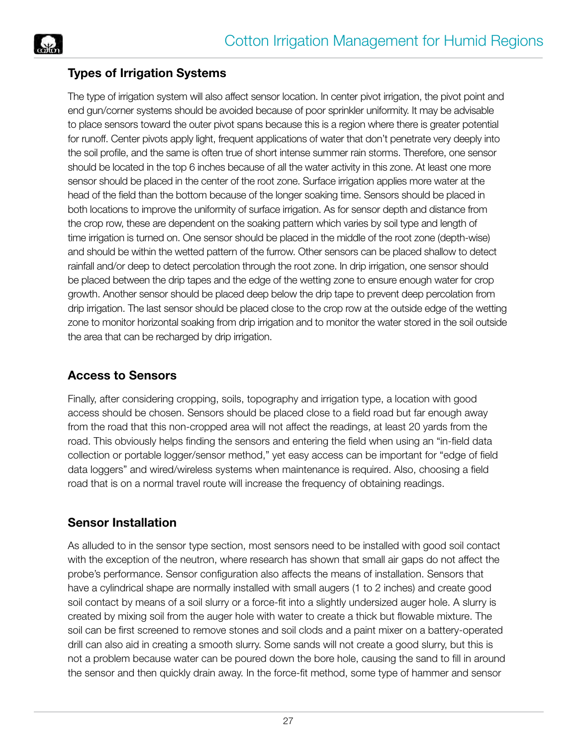## Types of Irrigation Systems

The type of irrigation system will also affect sensor location. In center pivot irrigation, the pivot point and end gun/corner systems should be avoided because of poor sprinkler uniformity. It may be advisable to place sensors toward the outer pivot spans because this is a region where there is greater potential for runoff. Center pivots apply light, frequent applications of water that don't penetrate very deeply into the soil profile, and the same is often true of short intense summer rain storms. Therefore, one sensor should be located in the top 6 inches because of all the water activity in this zone. At least one more sensor should be placed in the center of the root zone. Surface irrigation applies more water at the head of the field than the bottom because of the longer soaking time. Sensors should be placed in both locations to improve the uniformity of surface irrigation. As for sensor depth and distance from the crop row, these are dependent on the soaking pattern which varies by soil type and length of time irrigation is turned on. One sensor should be placed in the middle of the root zone (depth-wise) and should be within the wetted pattern of the furrow. Other sensors can be placed shallow to detect rainfall and/or deep to detect percolation through the root zone. In drip irrigation, one sensor should be placed between the drip tapes and the edge of the wetting zone to ensure enough water for crop growth. Another sensor should be placed deep below the drip tape to prevent deep percolation from drip irrigation. The last sensor should be placed close to the crop row at the outside edge of the wetting zone to monitor horizontal soaking from drip irrigation and to monitor the water stored in the soil outside the area that can be recharged by drip irrigation.

## Access to Sensors

Finally, after considering cropping, soils, topography and irrigation type, a location with good access should be chosen. Sensors should be placed close to a field road but far enough away from the road that this non-cropped area will not affect the readings, at least 20 yards from the road. This obviously helps finding the sensors and entering the field when using an "in-field data collection or portable logger/sensor method," yet easy access can be important for "edge of field data loggers" and wired/wireless systems when maintenance is required. Also, choosing a field road that is on a normal travel route will increase the frequency of obtaining readings.

## Sensor Installation

As alluded to in the sensor type section, most sensors need to be installed with good soil contact with the exception of the neutron, where research has shown that small air gaps do not affect the probe's performance. Sensor configuration also affects the means of installation. Sensors that have a cylindrical shape are normally installed with small augers (1 to 2 inches) and create good soil contact by means of a soil slurry or a force-fit into a slightly undersized auger hole. A slurry is created by mixing soil from the auger hole with water to create a thick but flowable mixture. The soil can be first screened to remove stones and soil clods and a paint mixer on a battery-operated drill can also aid in creating a smooth slurry. Some sands will not create a good slurry, but this is not a problem because water can be poured down the bore hole, causing the sand to fill in around the sensor and then quickly drain away. In the force-fit method, some type of hammer and sensor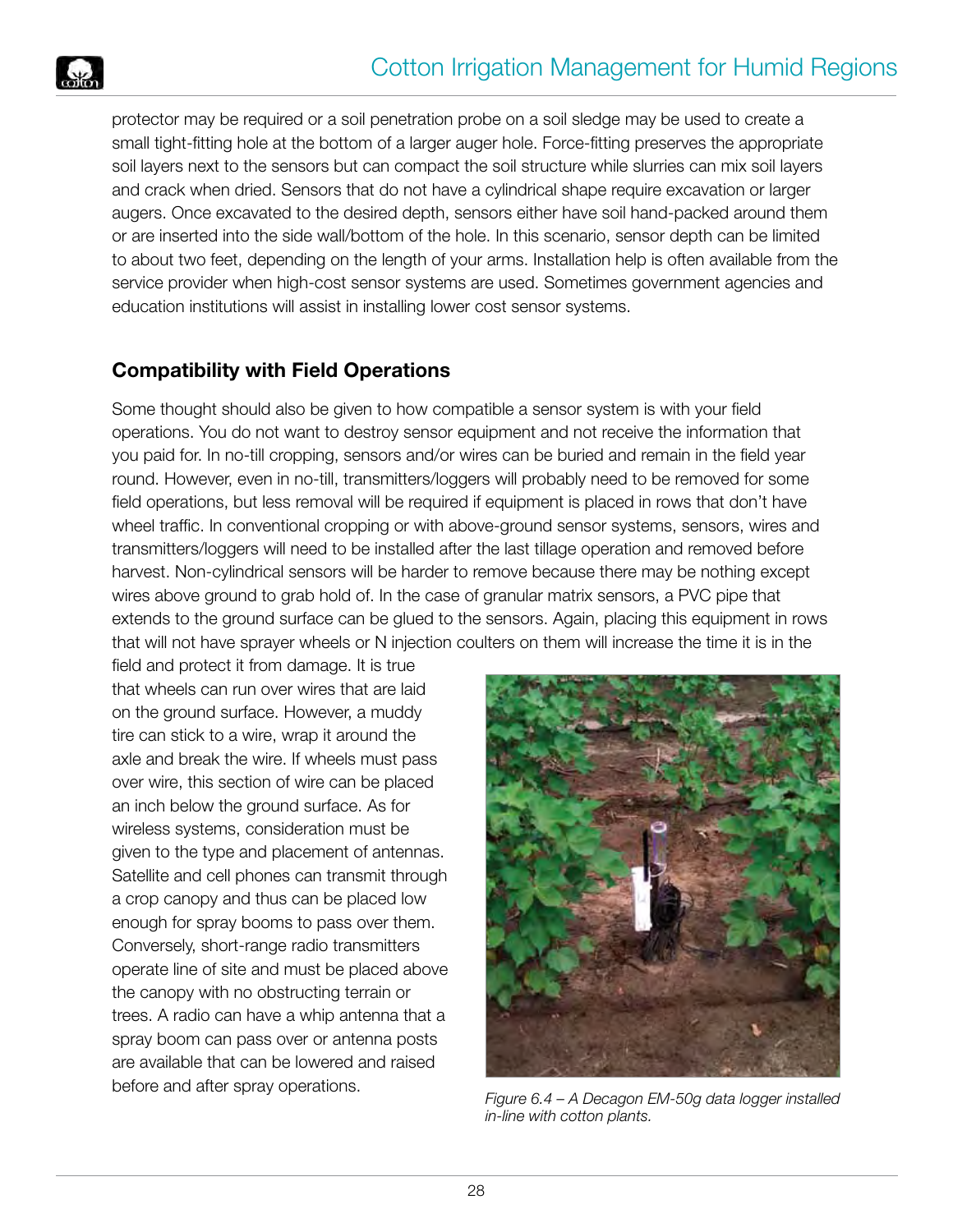protector may be required or a soil penetration probe on a soil sledge may be used to create a small tight-fitting hole at the bottom of a larger auger hole. Force-fitting preserves the appropriate soil layers next to the sensors but can compact the soil structure while slurries can mix soil layers and crack when dried. Sensors that do not have a cylindrical shape require excavation or larger augers. Once excavated to the desired depth, sensors either have soil hand-packed around them or are inserted into the side wall/bottom of the hole. In this scenario, sensor depth can be limited to about two feet, depending on the length of your arms. Installation help is often available from the service provider when high-cost sensor systems are used. Sometimes government agencies and education institutions will assist in installing lower cost sensor systems.

## Compatibility with Field Operations

Some thought should also be given to how compatible a sensor system is with your field operations. You do not want to destroy sensor equipment and not receive the information that you paid for. In no-till cropping, sensors and/or wires can be buried and remain in the field year round. However, even in no-till, transmitters/loggers will probably need to be removed for some field operations, but less removal will be required if equipment is placed in rows that don't have wheel traffic. In conventional cropping or with above-ground sensor systems, sensors, wires and transmitters/loggers will need to be installed after the last tillage operation and removed before harvest. Non-cylindrical sensors will be harder to remove because there may be nothing except wires above ground to grab hold of. In the case of granular matrix sensors, a PVC pipe that extends to the ground surface can be glued to the sensors. Again, placing this equipment in rows that will not have sprayer wheels or N injection coulters on them will increase the time it is in the field and protect it from damage. It is true that wheels can run over wires that are laid on the ground surface. However, a muddy tire can stick to a wire, wrap it around the axle and break the wire. If wheels must pass over wire, this section of wire can be placed an inch below the ground surface. As for wireless systems, consideration must be given to the type and placement of antennas. Satellite and cell phones can transmit through a crop canopy and thus can be placed low enough for spray booms to pass over them. Conversely, short-range radio transmitters operate line of site and must be placed above the canopy with no obstructing terrain or trees. A radio can have a whip antenna that a spray boom can pass over or antenna posts are available that can be lowered and raised before and after spray operations.

*Figure 6.4 – A Decagon EM-50g data logger installed in-line with cotton plants.*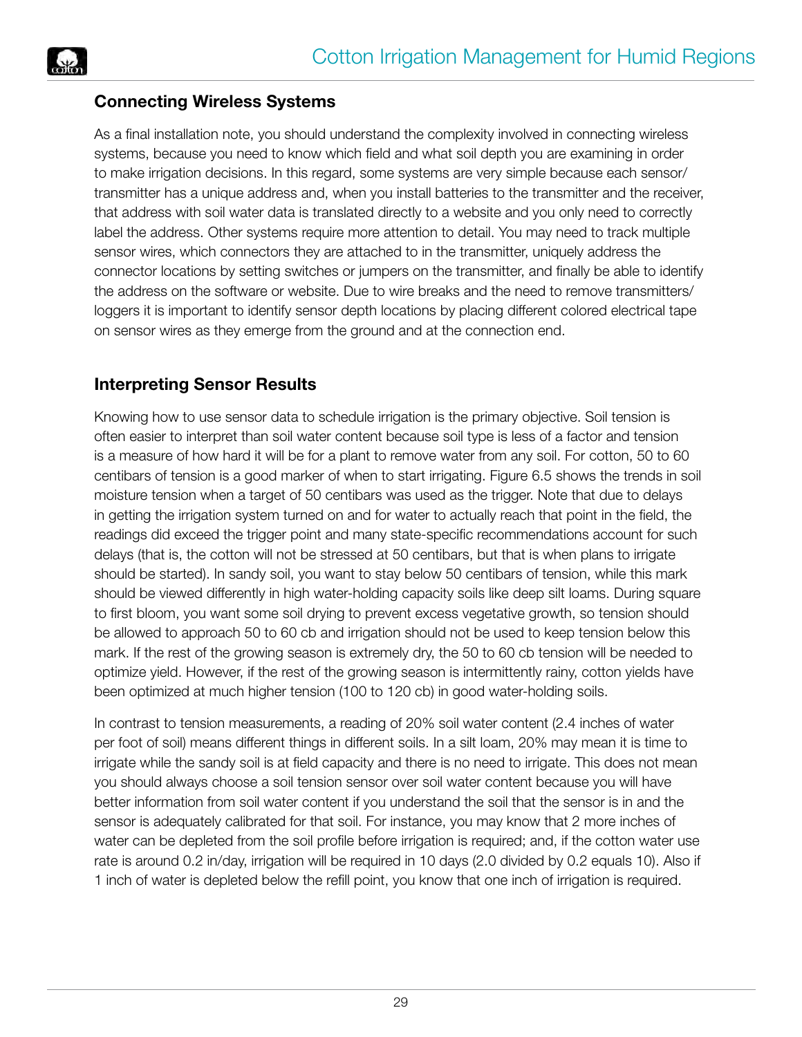## Connecting Wireless Systems

As a final installation note, you should understand the complexity involved in connecting wireless systems, because you need to know which field and what soil depth you are examining in order to make irrigation decisions. In this regard, some systems are very simple because each sensor/transmitter has a unique address and, when you install batteries to the transmitter and the receiver, that address with soil water data is translated directly to a website and you only need to correctly label the address. Other systems require more attention to detail. You may need to track multiple sensor wires, which connectors they are attached to in the transmitter, uniquely address the connector locations by setting switches or jumpers on the transmitter, and finally be able to identify the address on the software or website. Due to wire breaks and the need to remove transmitters/loggers it is important to identify sensor depth locations by placing different colored electrical tape on sensor wires as they emerge from the ground and at the connection end.

## Interpreting Sensor Results

Knowing how to use sensor data to schedule irrigation is the primary objective. Soil tension is often easier to interpret than soil water content because soil type is less of a factor and tension is a measure of how hard it will be for a plant to remove water from any soil. For cotton, 50 to 60 centibars of tension is a good marker of when to start irrigating. Figure 6.5 shows the trends in soil moisture tension when a target of 50 centibars was used as the trigger. Note that due to delays in getting the irrigation system turned on and for water to actually reach that point in the field, the readings did exceed the trigger point and many state-specific recommendations account for such delays (that is, the cotton will not be stressed at 50 centibars, but that is when plans to irrigate should be started). In sandy soil, you want to stay below 50 centibars of tension, while this mark should be viewed differently in high water-holding capacity soils like deep silt loams. During square to first bloom, you want some soil drying to prevent excess vegetative growth, so tension should be allowed to approach 50 to 60 cb and irrigation should not be used to keep tension below this mark. If the rest of the growing season is extremely dry, the 50 to 60 cb tension will be needed to optimize yield. However, if the rest of the growing season is intermittently rainy, cotton yields have been optimized at much higher tension (100 to 120 cb) in good water-holding soils.

In contrast to tension measurements, a reading of 20% soil water content (2.4 inches of water per foot of soil) means different things in different soils. In a silt loam, 20% may mean it is time to irrigate while the sandy soil is at field capacity and there is no need to irrigate. This does not mean you should always choose a soil tension sensor over soil water content because you will have better information from soil water content if you understand the soil that the sensor is in and the sensor is adequately calibrated for that soil. For instance, you may know that 2 more inches of water can be depleted from the soil profile before irrigation is required; and, if the cotton water use rate is around 0.2 in/day, irrigation will be required in 10 days (2.0 divided by 0.2 equals 10). Also if 1 inch of water is depleted below the refill point, you know that one inch of irrigation is required.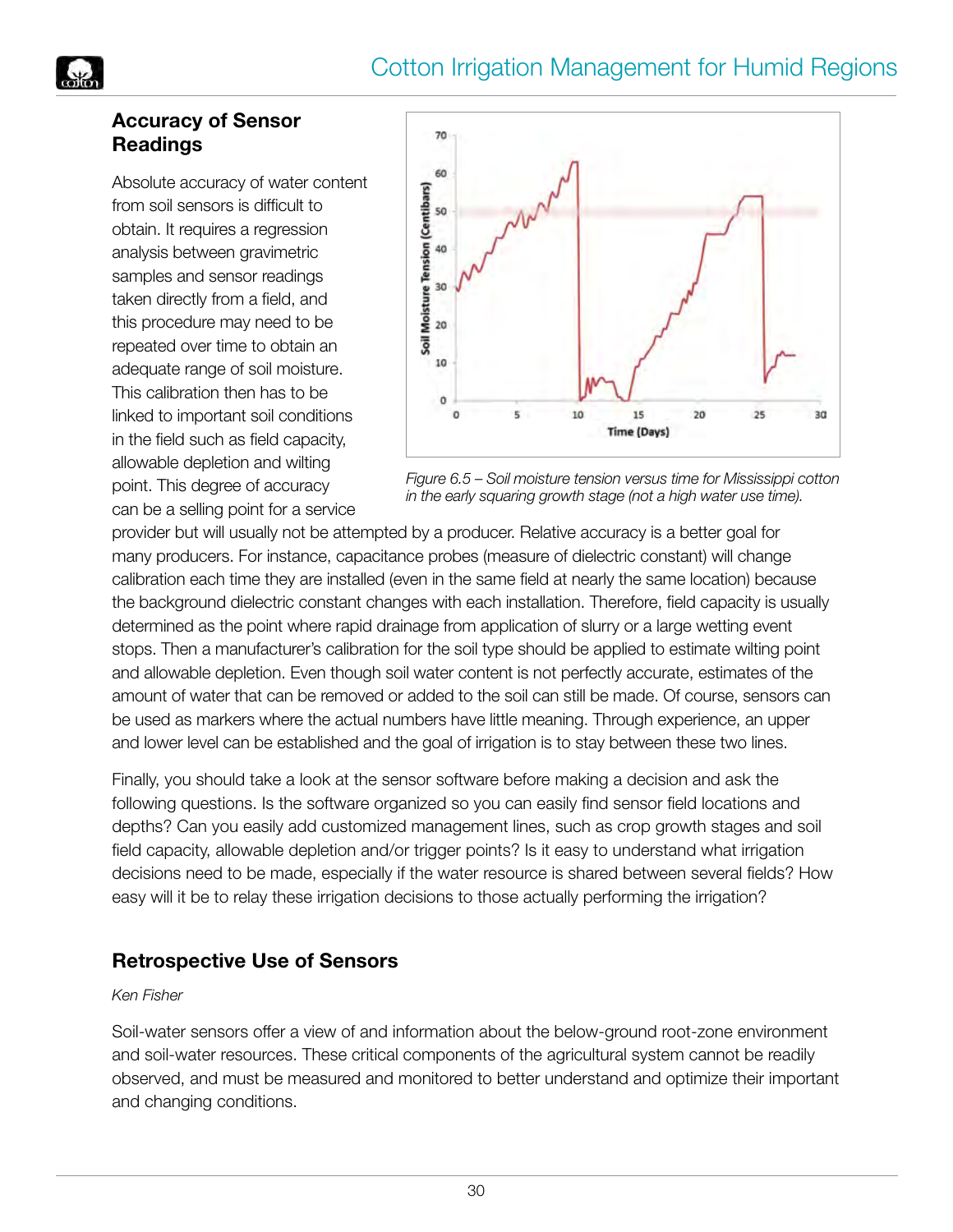## Accuracy of Sensor Readings

Absolute accuracy of water content from soil sensors is difficult to obtain. It requires a regression analysis between gravimetric samples and sensor readings taken directly from a field, and this procedure may need to be repeated over time to obtain an adequate range of soil moisture. This calibration then has to be linked to important soil conditions in the field such as field capacity, allowable depletion and wilting point. This degree of accuracy can be a selling point for a service provider but will usually not be attempted by a producer. Relative accuracy is a better goal for many producers. For instance, capacitance probes (measure of dielectric constant) will change calibration each time they are installed (even in the same field at nearly the same location) because the background dielectric constant changes with each installation. Therefore, field capacity is usually determined as the point where rapid drainage from application of slurry or a large wetting event stops. Then a manufacturer's calibration for the soil type should be applied to estimate wilting point and allowable depletion. Even though soil water content is not perfectly accurate, estimates of the amount of water that can be removed or added to the soil can still be made. Of course, sensors can be used as markers where the actual numbers have little meaning. Through experience, an upper and lower level can be established and the goal of irrigation is to stay between these two lines.

*Figure 6.5 – Soil moisture tension versus time for Mississippi cotton in the early squaring growth stage (not a high water use time).*

Finally, you should take a look at the sensor software before making a decision and ask the following questions. Is the software organized so you can easily find sensor field locations and depths? Can you easily add customized management lines, such as crop growth stages and soil field capacity, allowable depletion and/or trigger points? Is it easy to understand what irrigation decisions need to be made, especially if the water resource is shared between several fields? How easy will it be to relay these irrigation decisions to those actually performing the irrigation?

## Retrospective Use of Sensors

*Ken Fisher*

Soil-water sensors offer a view of and information about the below-ground root-zone environment and soil-water resources. These critical components of the agricultural system cannot be readily observed, and must be measured and monitored to better understand and optimize their important and changing conditions.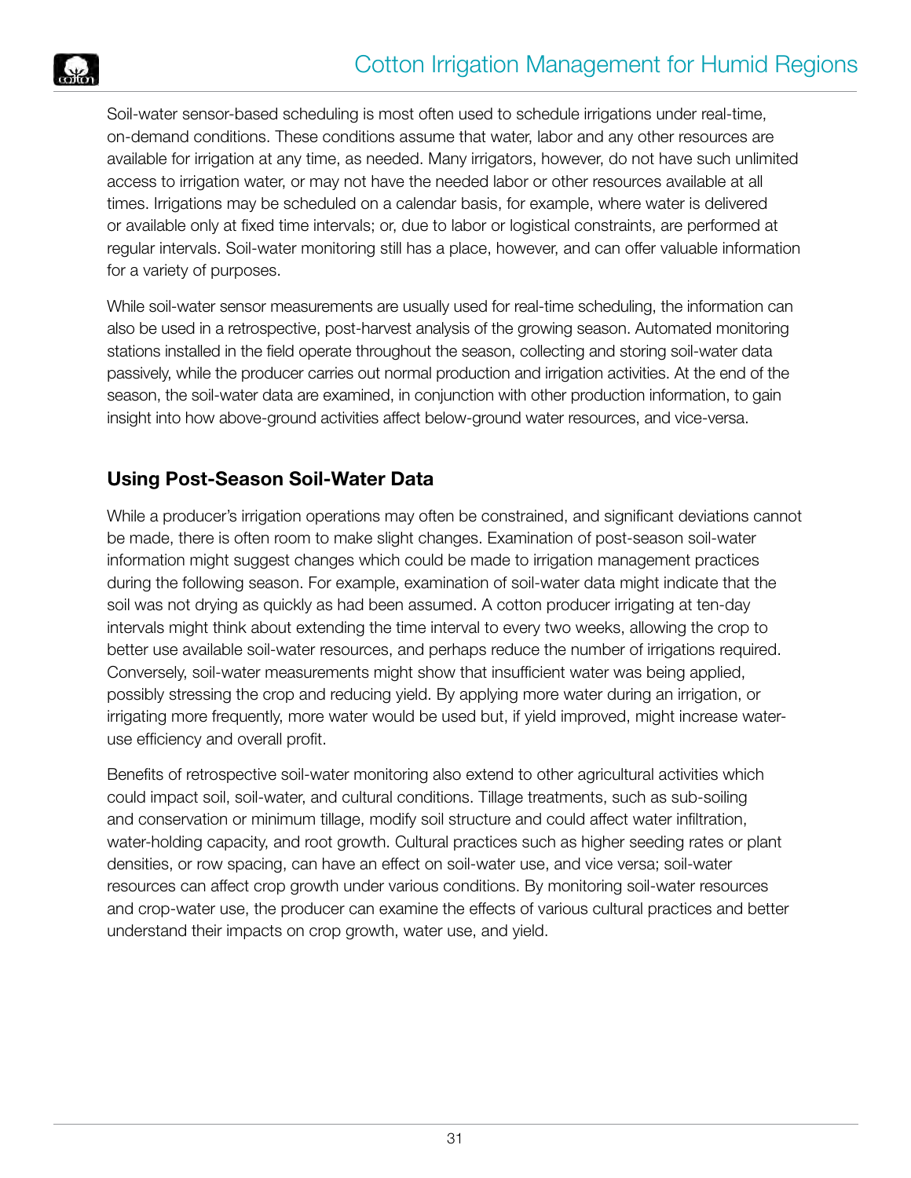Soil-water sensor-based scheduling is most often used to schedule irrigations under real-time, on-demand conditions. These conditions assume that water, labor and any other resources are available for irrigation at any time, as needed. Many irrigators, however, do not have such unlimited access to irrigation water, or may not have the needed labor or other resources available at all times. Irrigations may be scheduled on a calendar basis, for example, where water is delivered or available only at fixed time intervals; or, due to labor or logistical constraints, are performed at regular intervals. Soil-water monitoring still has a place, however, and can offer valuable information for a variety of purposes.

While soil-water sensor measurements are usually used for real-time scheduling, the information can also be used in a retrospective, post-harvest analysis of the growing season. Automated monitoring stations installed in the field operate throughout the season, collecting and storing soil-water data passively, while the producer carries out normal production and irrigation activities. At the end of the season, the soil-water data are examined, in conjunction with other production information, to gain insight into how above-ground activities affect below-ground water resources, and vice-versa.

## Using Post-Season Soil-Water Data

While a producer's irrigation operations may often be constrained, and significant deviations cannot be made, there is often room to make slight changes. Examination of post-season soil-water information might suggest changes which could be made to irrigation management practices during the following season. For example, examination of soil-water data might indicate that the soil was not drying as quickly as had been assumed. A cotton producer irrigating at ten-day intervals might think about extending the time interval to every two weeks, allowing the crop to better use available soil-water resources, and perhaps reduce the number of irrigations required. Conversely, soil-water measurements might show that insufficient water was being applied, possibly stressing the crop and reducing yield. By applying more water during an irrigation, or irrigating more frequently, more water would be used but, if yield improved, might increase water-use efficiency and overall profit.

Benefits of retrospective soil-water monitoring also extend to other agricultural activities which could impact soil, soil-water, and cultural conditions. Tillage treatments, such as sub-soiling and conservation or minimum tillage, modify soil structure and could affect water infiltration, water-holding capacity, and root growth. Cultural practices such as higher seeding rates or plant densities, or row spacing, can have an effect on soil-water use, and vice versa; soil-water resources can affect crop growth under various conditions. By monitoring soil-water resources and crop-water use, the producer can examine the effects of various cultural practices and better understand their impacts on crop growth, water use, and yield.